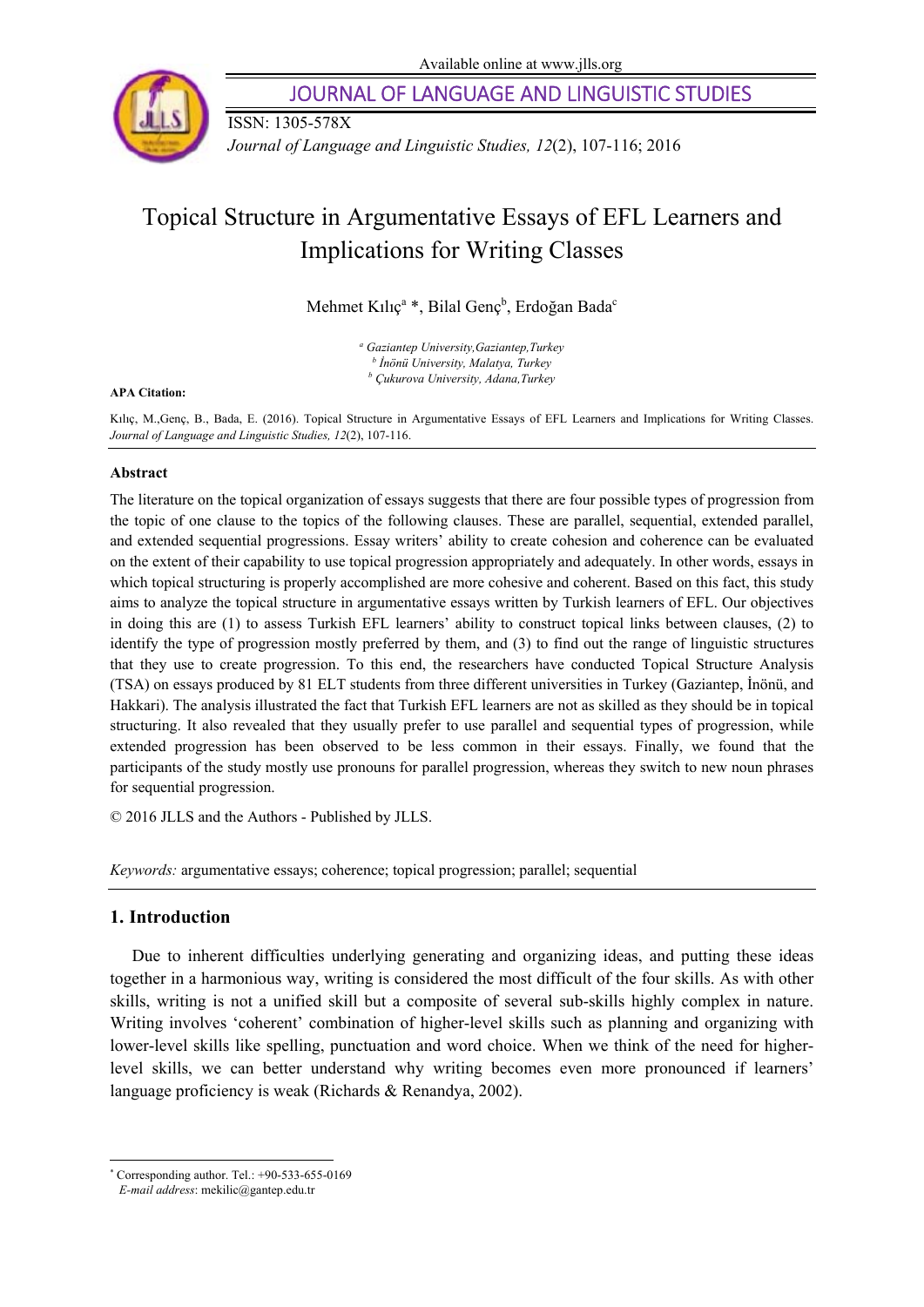Available online at www.jlls.org

JOURNAL OF LANGUAGE AND LINGUISTIC STUDIES

ISSN: 1305-578X

*Journal of Language and Linguistic Studies, 12*(2), 107-116; 2016

# Topical Structure in Argumentative Essays of EFL Learners and Implications for Writing Classes

Mehmet Kılıç[a] *, Bilal Genç[b], Erdoğan Bada[c]

[a] *Gaziantep University,Gaziantep,Turkey*
[b] *İnönü University, Malatya, Turkey*
[b] *Çukurova University, Adana,Turkey*

**APA Citation:**

Kılıç, M.,Genç, B., Bada, E. (2016). Topical Structure in Argumentative Essays of EFL Learners and Implications for Writing Classes. *Journal of Language and Linguistic Studies, 12*(2), 107-116.

## Abstract

The literature on the topical organization of essays suggests that there are four possible types of progression from the topic of one clause to the topics of the following clauses. These are parallel, sequential, extended parallel, and extended sequential progressions. Essay writers' ability to create cohesion and coherence can be evaluated on the extent of their capability to use topical progression appropriately and adequately. In other words, essays in which topical structuring is properly accomplished are more cohesive and coherent. Based on this fact, this study aims to analyze the topical structure in argumentative essays written by Turkish learners of EFL. Our objectives in doing this are (1) to assess Turkish EFL learners' ability to construct topical links between clauses, (2) to identify the type of progression mostly preferred by them, and (3) to find out the range of linguistic structures that they use to create progression. To this end, the researchers have conducted Topical Structure Analysis (TSA) on essays produced by 81 ELT students from three different universities in Turkey (Gaziantep, İnönü, and Hakkari). The analysis illustrated the fact that Turkish EFL learners are not as skilled as they should be in topical structuring. It also revealed that they usually prefer to use parallel and sequential types of progression, while extended progression has been observed to be less common in their essays. Finally, we found that the participants of the study mostly use pronouns for parallel progression, whereas they switch to new noun phrases for sequential progression.

© 2016 JLLS and the Authors - Published by JLLS.

*Keywords:* argumentative essays; coherence; topical progression; parallel; sequential

## 1. Introduction

Due to inherent difficulties underlying generating and organizing ideas, and putting these ideas together in a harmonious way, writing is considered the most difficult of the four skills. As with other skills, writing is not a unified skill but a composite of several sub-skills highly complex in nature. Writing involves 'coherent' combination of higher-level skills such as planning and organizing with lower-level skills like spelling, punctuation and word choice. When we think of the need for higher-level skills, we can better understand why writing becomes even more pronounced if learners' language proficiency is weak (Richards & Renandya, 2002).

---

* Corresponding author. Tel.: +90-533-655-0169
*E-mail address*: mekilic@gantep.edu.tr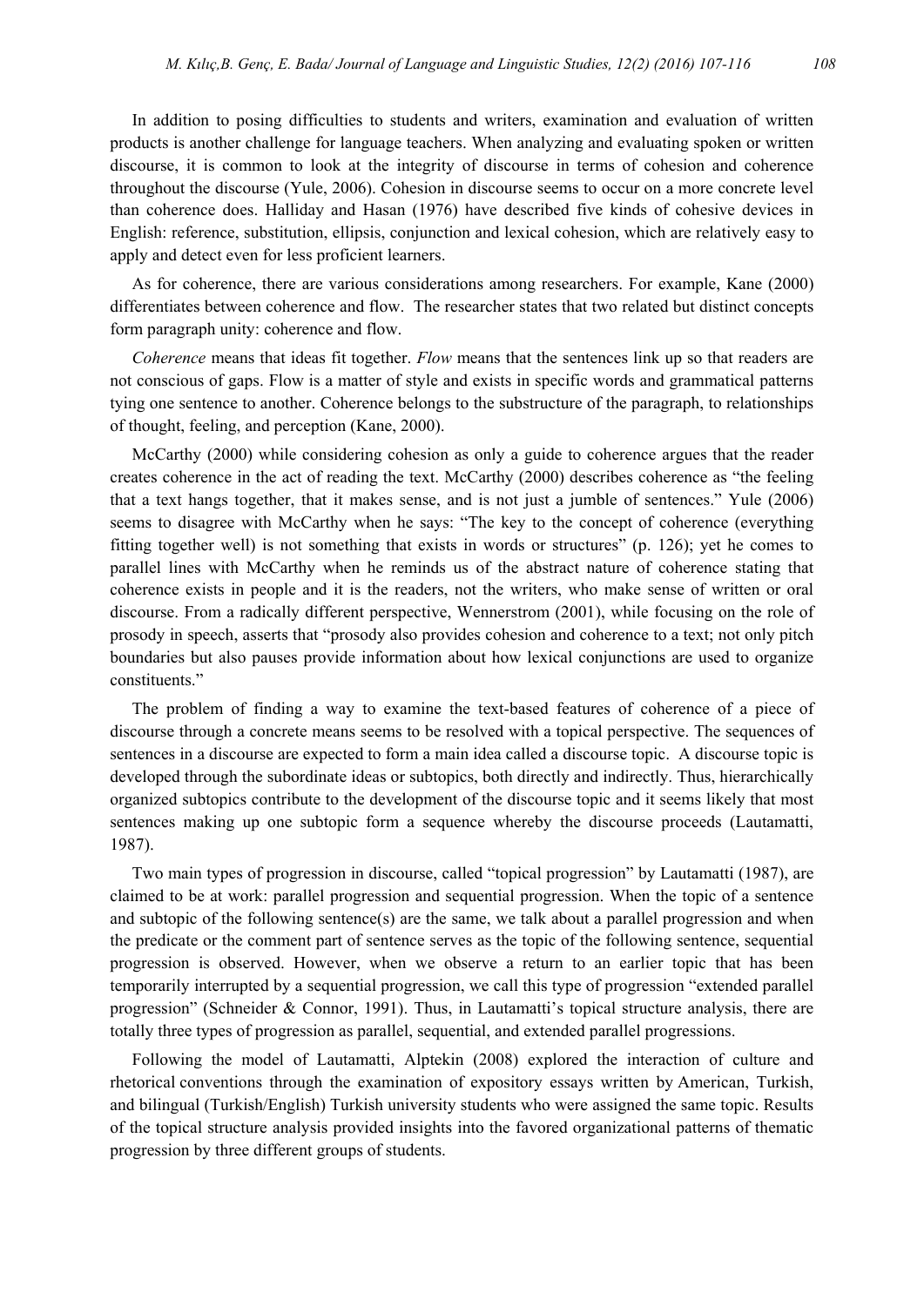In addition to posing difficulties to students and writers, examination and evaluation of written products is another challenge for language teachers. When analyzing and evaluating spoken or written discourse, it is common to look at the integrity of discourse in terms of cohesion and coherence throughout the discourse (Yule, 2006). Cohesion in discourse seems to occur on a more concrete level than coherence does. Halliday and Hasan (1976) have described five kinds of cohesive devices in English: reference, substitution, ellipsis, conjunction and lexical cohesion, which are relatively easy to apply and detect even for less proficient learners.

As for coherence, there are various considerations among researchers. For example, Kane (2000) differentiates between coherence and flow. The researcher states that two related but distinct concepts form paragraph unity: coherence and flow.

*Coherence* means that ideas fit together. *Flow* means that the sentences link up so that readers are not conscious of gaps. Flow is a matter of style and exists in specific words and grammatical patterns tying one sentence to another. Coherence belongs to the substructure of the paragraph, to relationships of thought, feeling, and perception (Kane, 2000).

McCarthy (2000) while considering cohesion as only a guide to coherence argues that the reader creates coherence in the act of reading the text. McCarthy (2000) describes coherence as "the feeling that a text hangs together, that it makes sense, and is not just a jumble of sentences." Yule (2006) seems to disagree with McCarthy when he says: "The key to the concept of coherence (everything fitting together well) is not something that exists in words or structures" (p. 126); yet he comes to parallel lines with McCarthy when he reminds us of the abstract nature of coherence stating that coherence exists in people and it is the readers, not the writers, who make sense of written or oral discourse. From a radically different perspective, Wennerstrom (2001), while focusing on the role of prosody in speech, asserts that "prosody also provides cohesion and coherence to a text; not only pitch boundaries but also pauses provide information about how lexical conjunctions are used to organize constituents."

The problem of finding a way to examine the text-based features of coherence of a piece of discourse through a concrete means seems to be resolved with a topical perspective. The sequences of sentences in a discourse are expected to form a main idea called a discourse topic. A discourse topic is developed through the subordinate ideas or subtopics, both directly and indirectly. Thus, hierarchically organized subtopics contribute to the development of the discourse topic and it seems likely that most sentences making up one subtopic form a sequence whereby the discourse proceeds (Lautamatti, 1987).

Two main types of progression in discourse, called "topical progression" by Lautamatti (1987), are claimed to be at work: parallel progression and sequential progression. When the topic of a sentence and subtopic of the following sentence(s) are the same, we talk about a parallel progression and when the predicate or the comment part of sentence serves as the topic of the following sentence, sequential progression is observed. However, when we observe a return to an earlier topic that has been temporarily interrupted by a sequential progression, we call this type of progression "extended parallel progression" (Schneider & Connor, 1991). Thus, in Lautamatti's topical structure analysis, there are totally three types of progression as parallel, sequential, and extended parallel progressions.

Following the model of Lautamatti, Alptekin (2008) explored the interaction of culture and rhetorical conventions through the examination of expository essays written by American, Turkish, and bilingual (Turkish/English) Turkish university students who were assigned the same topic. Results of the topical structure analysis provided insights into the favored organizational patterns of thematic progression by three different groups of students.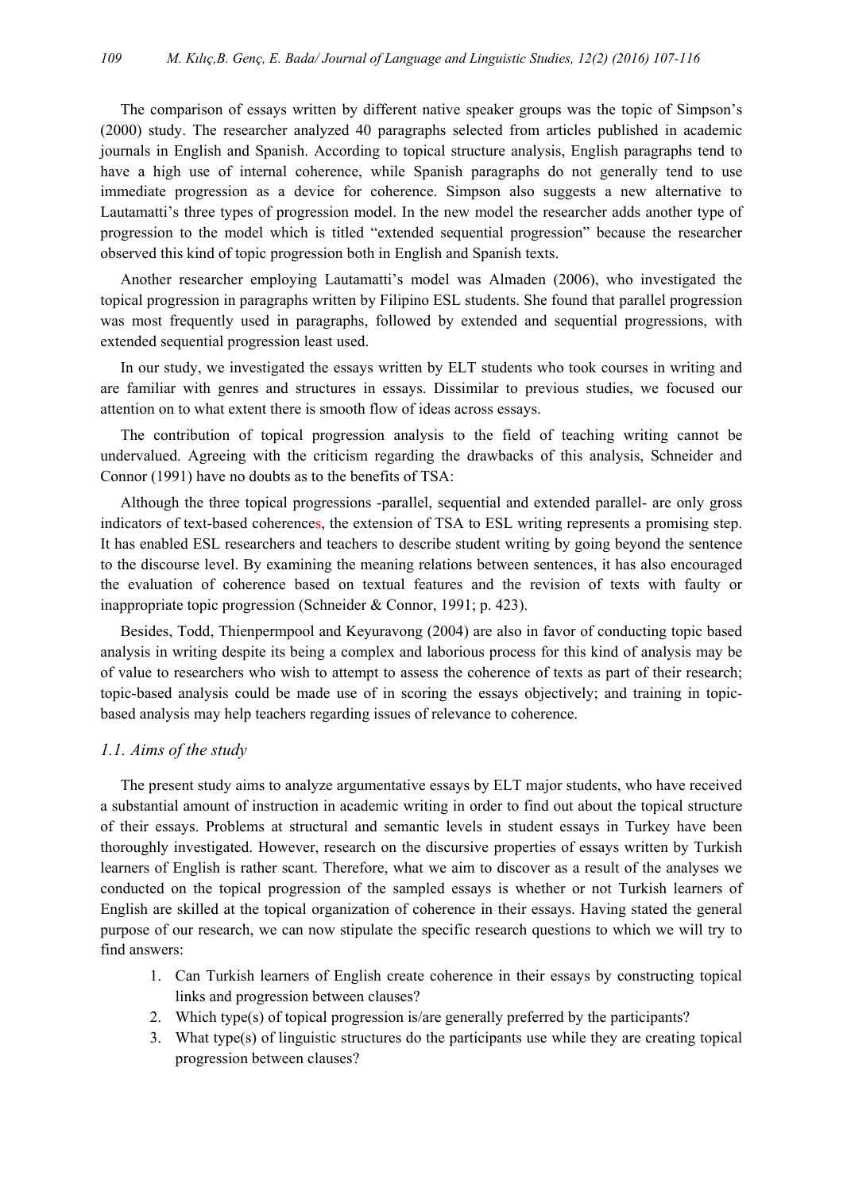The comparison of essays written by different native speaker groups was the topic of Simpson's (2000) study. The researcher analyzed 40 paragraphs selected from articles published in academic journals in English and Spanish. According to topical structure analysis, English paragraphs tend to have a high use of internal coherence, while Spanish paragraphs do not generally tend to use immediate progression as a device for coherence. Simpson also suggests a new alternative to Lautamatti's three types of progression model. In the new model the researcher adds another type of progression to the model which is titled "extended sequential progression" because the researcher observed this kind of topic progression both in English and Spanish texts.

Another researcher employing Lautamatti's model was Almaden (2006), who investigated the topical progression in paragraphs written by Filipino ESL students. She found that parallel progression was most frequently used in paragraphs, followed by extended and sequential progressions, with extended sequential progression least used.

In our study, we investigated the essays written by ELT students who took courses in writing and are familiar with genres and structures in essays. Dissimilar to previous studies, we focused our attention on to what extent there is smooth flow of ideas across essays.

The contribution of topical progression analysis to the field of teaching writing cannot be undervalued. Agreeing with the criticism regarding the drawbacks of this analysis, Schneider and Connor (1991) have no doubts as to the benefits of TSA:

Although the three topical progressions -parallel, sequential and extended parallel- are only gross indicators of text-based coherences, the extension of TSA to ESL writing represents a promising step. It has enabled ESL researchers and teachers to describe student writing by going beyond the sentence to the discourse level. By examining the meaning relations between sentences, it has also encouraged the evaluation of coherence based on textual features and the revision of texts with faulty or inappropriate topic progression (Schneider & Connor, 1991; p. 423).

Besides, Todd, Thienpermpool and Keyuravong (2004) are also in favor of conducting topic based analysis in writing despite its being a complex and laborious process for this kind of analysis may be of value to researchers who wish to attempt to assess the coherence of texts as part of their research; topic-based analysis could be made use of in scoring the essays objectively; and training in topic-based analysis may help teachers regarding issues of relevance to coherence.

### *1.1. Aims of the study*

The present study aims to analyze argumentative essays by ELT major students, who have received a substantial amount of instruction in academic writing in order to find out about the topical structure of their essays. Problems at structural and semantic levels in student essays in Turkey have been thoroughly investigated. However, research on the discursive properties of essays written by Turkish learners of English is rather scant. Therefore, what we aim to discover as a result of the analyses we conducted on the topical progression of the sampled essays is whether or not Turkish learners of English are skilled at the topical organization of coherence in their essays. Having stated the general purpose of our research, we can now stipulate the specific research questions to which we will try to find answers:

1. Can Turkish learners of English create coherence in their essays by constructing topical links and progression between clauses?
2. Which type(s) of topical progression is/are generally preferred by the participants?
3. What type(s) of linguistic structures do the participants use while they are creating topical progression between clauses?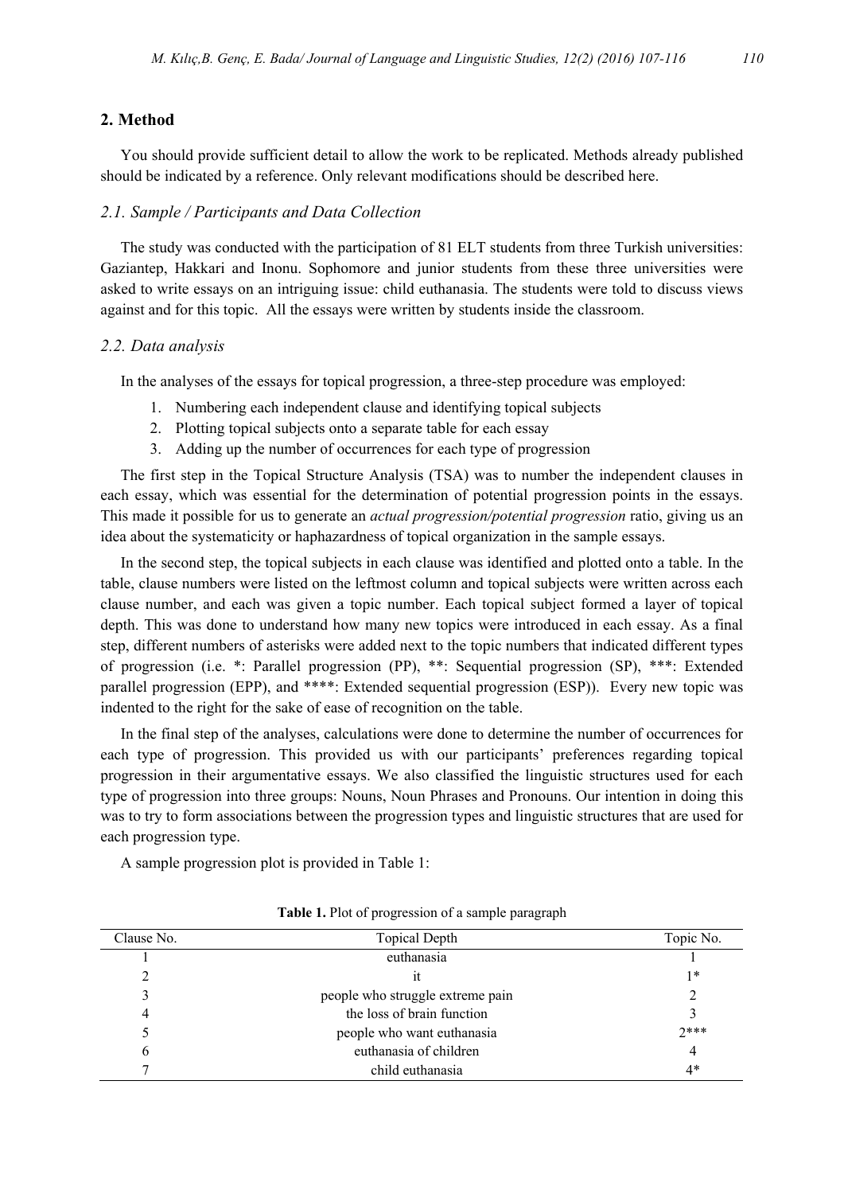## 2. Method

You should provide sufficient detail to allow the work to be replicated. Methods already published should be indicated by a reference. Only relevant modifications should be described here.

### *2.1. Sample / Participants and Data Collection*

The study was conducted with the participation of 81 ELT students from three Turkish universities: Gaziantep, Hakkari and Inonu. Sophomore and junior students from these three universities were asked to write essays on an intriguing issue: child euthanasia. The students were told to discuss views against and for this topic. All the essays were written by students inside the classroom.

### *2.2. Data analysis*

In the analyses of the essays for topical progression, a three-step procedure was employed:

1. Numbering each independent clause and identifying topical subjects
2. Plotting topical subjects onto a separate table for each essay
3. Adding up the number of occurrences for each type of progression

The first step in the Topical Structure Analysis (TSA) was to number the independent clauses in each essay, which was essential for the determination of potential progression points in the essays. This made it possible for us to generate an *actual progression/potential progression* ratio, giving us an idea about the systematicity or haphazardness of topical organization in the sample essays.

In the second step, the topical subjects in each clause was identified and plotted onto a table. In the table, clause numbers were listed on the leftmost column and topical subjects were written across each clause number, and each was given a topic number. Each topical subject formed a layer of topical depth. This was done to understand how many new topics were introduced in each essay. As a final step, different numbers of asterisks were added next to the topic numbers that indicated different types of progression (i.e. *: Parallel progression (PP), **: Sequential progression (SP), ***: Extended parallel progression (EPP), and ****: Extended sequential progression (ESP)). Every new topic was indented to the right for the sake of ease of recognition on the table.

In the final step of the analyses, calculations were done to determine the number of occurrences for each type of progression. This provided us with our participants' preferences regarding topical progression in their argumentative essays. We also classified the linguistic structures used for each type of progression into three groups: Nouns, Noun Phrases and Pronouns. Our intention in doing this was to try to form associations between the progression types and linguistic structures that are used for each progression type.

A sample progression plot is provided in Table 1:

**Table 1.** Plot of progression of a sample paragraph

| Clause No. | Topical Depth | Topic No. |
|---|---|---|
| 1 | euthanasia | 1 |
| 2 | it | 1* |
| 3 | people who struggle extreme pain | 2 |
| 4 | the loss of brain function | 3 |
| 5 | people who want euthanasia | 2*** |
| 6 | euthanasia of children | 4 |
| 7 | child euthanasia | 4* |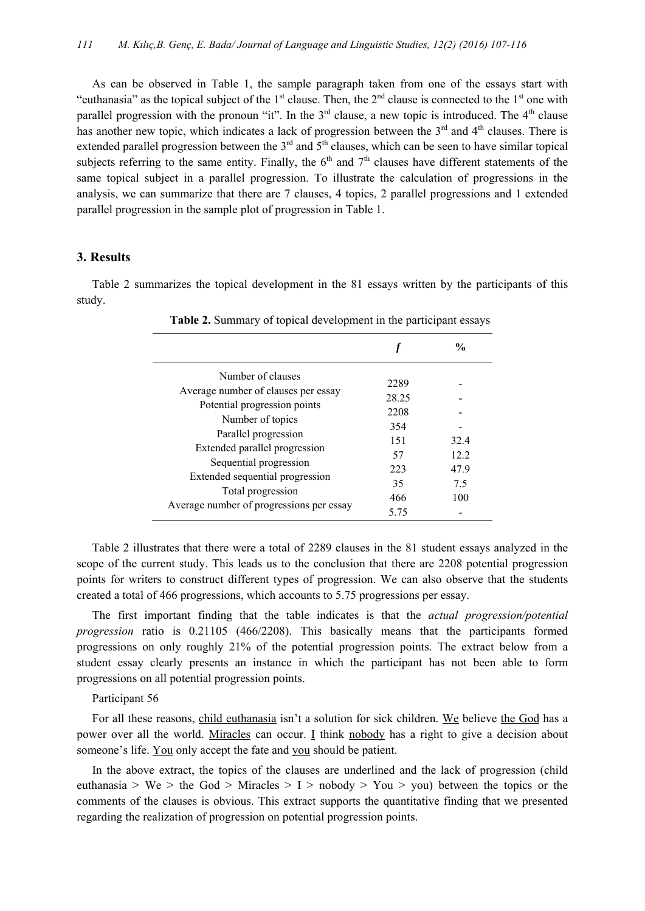As can be observed in Table 1, the sample paragraph taken from one of the essays start with "euthanasia" as the topical subject of the 1st clause. Then, the 2nd clause is connected to the 1st one with parallel progression with the pronoun "it". In the 3rd clause, a new topic is introduced. The 4th clause has another new topic, which indicates a lack of progression between the 3rd and 4th clauses. There is extended parallel progression between the 3rd and 5th clauses, which can be seen to have similar topical subjects referring to the same entity. Finally, the 6th and 7th clauses have different statements of the same topical subject in a parallel progression. To illustrate the calculation of progressions in the analysis, we can summarize that there are 7 clauses, 4 topics, 2 parallel progressions and 1 extended parallel progression in the sample plot of progression in Table 1.

## 3. Results

Table 2 summarizes the topical development in the 81 essays written by the participants of this study.

**Table 2.** Summary of topical development in the participant essays

| | *f* | % |
|---|---|---|
| Number of clauses | 2289 | - |
| Average number of clauses per essay | 28.25 | - |
| Potential progression points | 2208 | - |
| Number of topics | 354 | - |
| Parallel progression | 151 | 32.4 |
| Extended parallel progression | 57 | 12.2 |
| Sequential progression | 223 | 47.9 |
| Extended sequential progression | 35 | 7.5 |
| Total progression | 466 | 100 |
| Average number of progressions per essay | 5.75 | - |

Table 2 illustrates that there were a total of 2289 clauses in the 81 student essays analyzed in the scope of the current study. This leads us to the conclusion that there are 2208 potential progression points for writers to construct different types of progression. We can also observe that the students created a total of 466 progressions, which accounts to 5.75 progressions per essay.

The first important finding that the table indicates is that the *actual progression/potential progression* ratio is 0.21105 (466/2208). This basically means that the participants formed progressions on only roughly 21% of the potential progression points. The extract below from a student essay clearly presents an instance in which the participant has not been able to form progressions on all potential progression points.

Participant 56

For all these reasons, child euthanasia isn't a solution for sick children. We believe the God has a power over all the world. Miracles can occur. I think nobody has a right to give a decision about someone's life. You only accept the fate and you should be patient.

In the above extract, the topics of the clauses are underlined and the lack of progression (child euthanasia > We > the God > Miracles > I > nobody > You > you) between the topics or the comments of the clauses is obvious. This extract supports the quantitative finding that we presented regarding the realization of progression on potential progression points.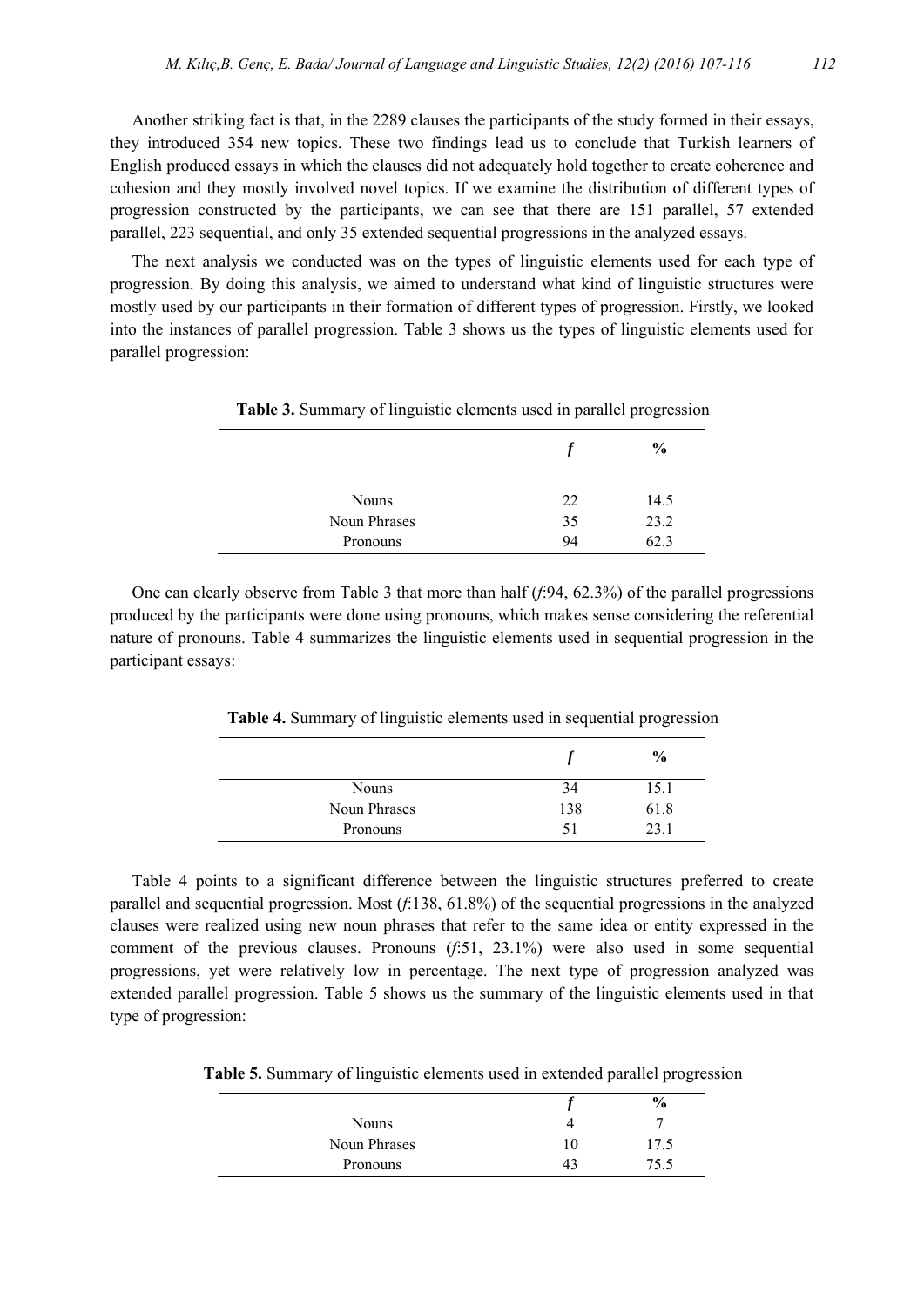Another striking fact is that, in the 2289 clauses the participants of the study formed in their essays, they introduced 354 new topics. These two findings lead us to conclude that Turkish learners of English produced essays in which the clauses did not adequately hold together to create coherence and cohesion and they mostly involved novel topics. If we examine the distribution of different types of progression constructed by the participants, we can see that there are 151 parallel, 57 extended parallel, 223 sequential, and only 35 extended sequential progressions in the analyzed essays.

The next analysis we conducted was on the types of linguistic elements used for each type of progression. By doing this analysis, we aimed to understand what kind of linguistic structures were mostly used by our participants in their formation of different types of progression. Firstly, we looked into the instances of parallel progression. Table 3 shows us the types of linguistic elements used for parallel progression:

**Table 3.** Summary of linguistic elements used in parallel progression

| | *f* | % |
|---|---|---|
| Nouns | 22 | 14.5 |
| Noun Phrases | 35 | 23.2 |
| Pronouns | 94 | 62.3 |

One can clearly observe from Table 3 that more than half (*f*:94, 62.3%) of the parallel progressions produced by the participants were done using pronouns, which makes sense considering the referential nature of pronouns. Table 4 summarizes the linguistic elements used in sequential progression in the participant essays:

**Table 4.** Summary of linguistic elements used in sequential progression

| | *f* | % |
|---|---|---|
| Nouns | 34 | 15.1 |
| Noun Phrases | 138 | 61.8 |
| Pronouns | 51 | 23.1 |

Table 4 points to a significant difference between the linguistic structures preferred to create parallel and sequential progression. Most (*f*:138, 61.8%) of the sequential progressions in the analyzed clauses were realized using new noun phrases that refer to the same idea or entity expressed in the comment of the previous clauses. Pronouns (*f*:51, 23.1%) were also used in some sequential progressions, yet were relatively low in percentage. The next type of progression analyzed was extended parallel progression. Table 5 shows us the summary of the linguistic elements used in that type of progression:

**Table 5.** Summary of linguistic elements used in extended parallel progression

| | *f* | % |
|---|---|---|
| Nouns | 4 | 7 |
| Noun Phrases | 10 | 17.5 |
| Pronouns | 43 | 75.5 |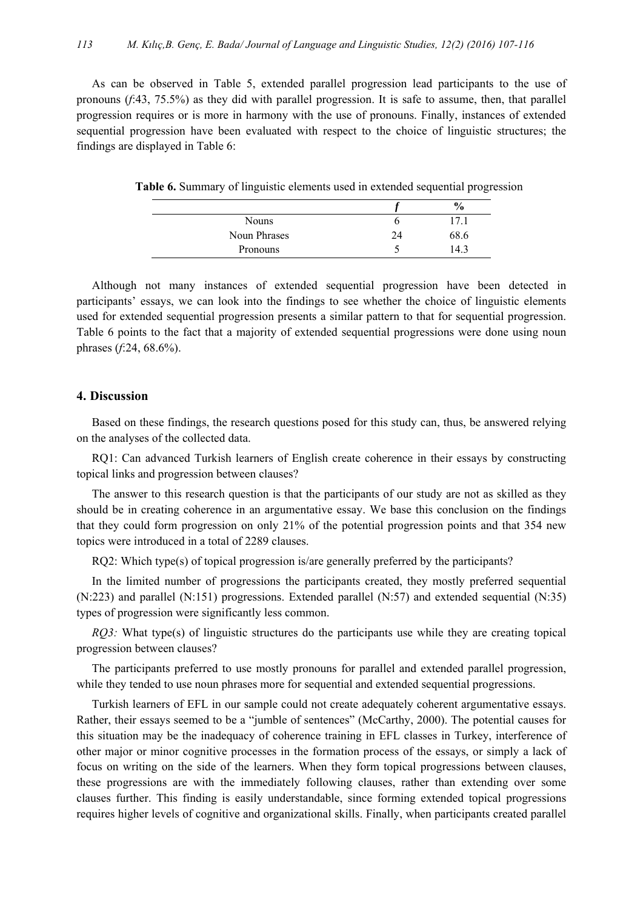As can be observed in Table 5, extended parallel progression lead participants to the use of pronouns (*f*:43, 75.5%) as they did with parallel progression. It is safe to assume, then, that parallel progression requires or is more in harmony with the use of pronouns. Finally, instances of extended sequential progression have been evaluated with respect to the choice of linguistic structures; the findings are displayed in Table 6:

**Table 6.** Summary of linguistic elements used in extended sequential progression

| | *f* | % |
|---|---|---|
| Nouns | 6 | 17.1 |
| Noun Phrases | 24 | 68.6 |
| Pronouns | 5 | 14.3 |

Although not many instances of extended sequential progression have been detected in participants' essays, we can look into the findings to see whether the choice of linguistic elements used for extended sequential progression presents a similar pattern to that for sequential progression. Table 6 points to the fact that a majority of extended sequential progressions were done using noun phrases (*f*:24, 68.6%).

## 4. Discussion

Based on these findings, the research questions posed for this study can, thus, be answered relying on the analyses of the collected data.

RQ1: Can advanced Turkish learners of English create coherence in their essays by constructing topical links and progression between clauses?

The answer to this research question is that the participants of our study are not as skilled as they should be in creating coherence in an argumentative essay. We base this conclusion on the findings that they could form progression on only 21% of the potential progression points and that 354 new topics were introduced in a total of 2289 clauses.

RQ2: Which type(s) of topical progression is/are generally preferred by the participants?

In the limited number of progressions the participants created, they mostly preferred sequential (N:223) and parallel (N:151) progressions. Extended parallel (N:57) and extended sequential (N:35) types of progression were significantly less common.

*RQ3:* What type(s) of linguistic structures do the participants use while they are creating topical progression between clauses?

The participants preferred to use mostly pronouns for parallel and extended parallel progression, while they tended to use noun phrases more for sequential and extended sequential progressions.

Turkish learners of EFL in our sample could not create adequately coherent argumentative essays. Rather, their essays seemed to be a "jumble of sentences" (McCarthy, 2000). The potential causes for this situation may be the inadequacy of coherence training in EFL classes in Turkey, interference of other major or minor cognitive processes in the formation process of the essays, or simply a lack of focus on writing on the side of the learners. When they form topical progressions between clauses, these progressions are with the immediately following clauses, rather than extending over some clauses further. This finding is easily understandable, since forming extended topical progressions requires higher levels of cognitive and organizational skills. Finally, when participants created parallel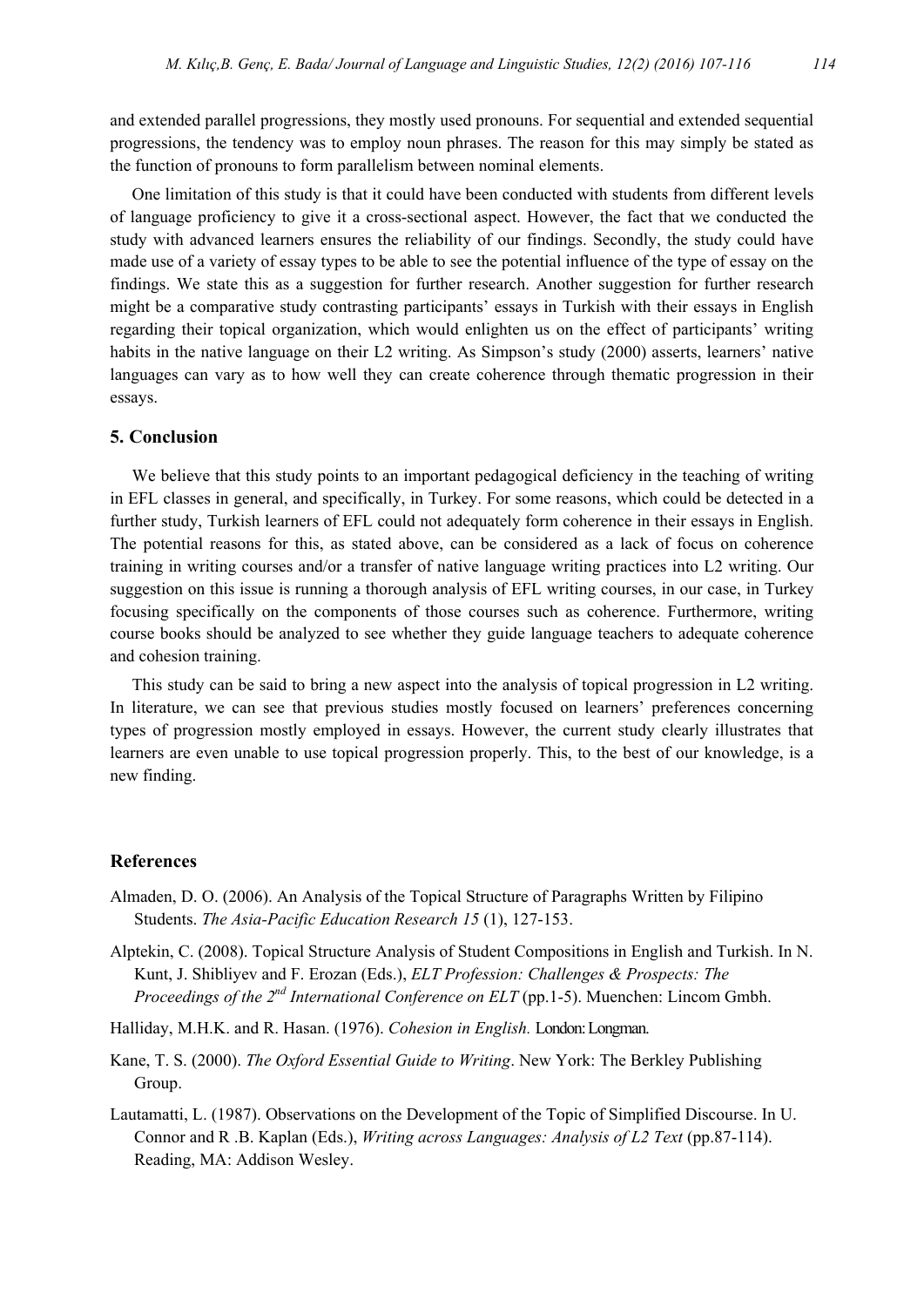and extended parallel progressions, they mostly used pronouns. For sequential and extended sequential progressions, the tendency was to employ noun phrases. The reason for this may simply be stated as the function of pronouns to form parallelism between nominal elements.

One limitation of this study is that it could have been conducted with students from different levels of language proficiency to give it a cross-sectional aspect. However, the fact that we conducted the study with advanced learners ensures the reliability of our findings. Secondly, the study could have made use of a variety of essay types to be able to see the potential influence of the type of essay on the findings. We state this as a suggestion for further research. Another suggestion for further research might be a comparative study contrasting participants' essays in Turkish with their essays in English regarding their topical organization, which would enlighten us on the effect of participants' writing habits in the native language on their L2 writing. As Simpson's study (2000) asserts, learners' native languages can vary as to how well they can create coherence through thematic progression in their essays.

## 5. Conclusion

We believe that this study points to an important pedagogical deficiency in the teaching of writing in EFL classes in general, and specifically, in Turkey. For some reasons, which could be detected in a further study, Turkish learners of EFL could not adequately form coherence in their essays in English. The potential reasons for this, as stated above, can be considered as a lack of focus on coherence training in writing courses and/or a transfer of native language writing practices into L2 writing. Our suggestion on this issue is running a thorough analysis of EFL writing courses, in our case, in Turkey focusing specifically on the components of those courses such as coherence. Furthermore, writing course books should be analyzed to see whether they guide language teachers to adequate coherence and cohesion training.

This study can be said to bring a new aspect into the analysis of topical progression in L2 writing. In literature, we can see that previous studies mostly focused on learners' preferences concerning types of progression mostly employed in essays. However, the current study clearly illustrates that learners are even unable to use topical progression properly. This, to the best of our knowledge, is a new finding.

## References

Almaden, D. O. (2006). An Analysis of the Topical Structure of Paragraphs Written by Filipino Students. *The Asia-Pacific Education Research 15* (1), 127-153.

Alptekin, C. (2008). Topical Structure Analysis of Student Compositions in English and Turkish. In N. Kunt, J. Shibliyev and F. Erozan (Eds.), *ELT Profession: Challenges & Prospects: The Proceedings of the 2nd International Conference on ELT* (pp.1-5). Muenchen: Lincom Gmbh.

Halliday, M.H.K. and R. Hasan. (1976). *Cohesion in English.* London: Longman.

Kane, T. S. (2000). *The Oxford Essential Guide to Writing*. New York: The Berkley Publishing Group.

Lautamatti, L. (1987). Observations on the Development of the Topic of Simplified Discourse. In U. Connor and R .B. Kaplan (Eds.), *Writing across Languages: Analysis of L2 Text* (pp.87-114). Reading, MA: Addison Wesley.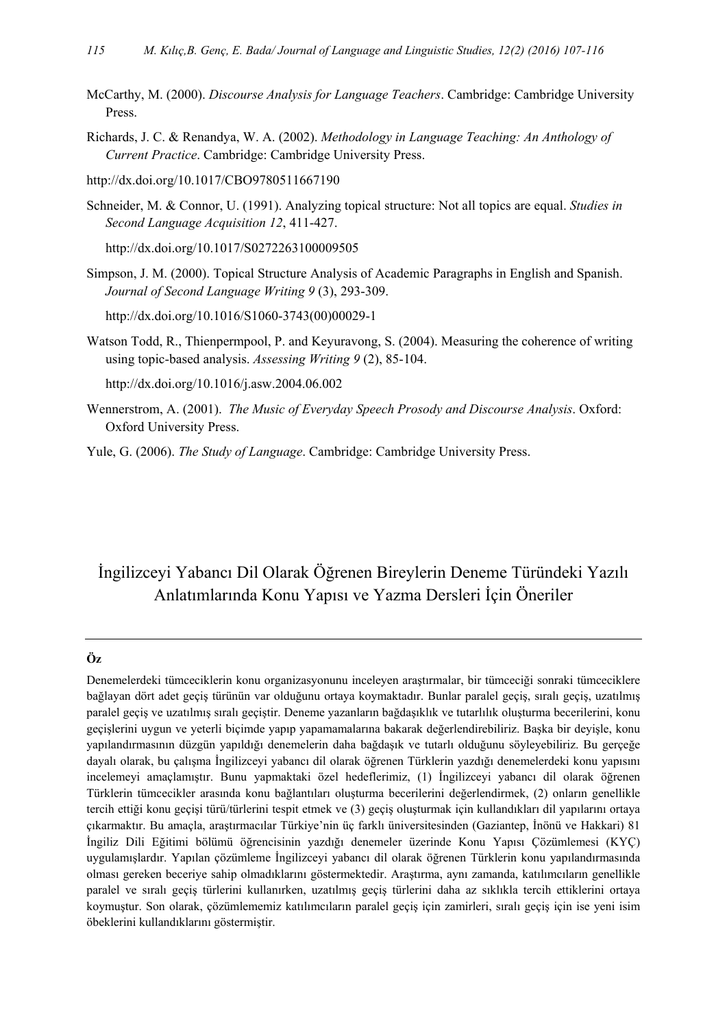McCarthy, M. (2000). *Discourse Analysis for Language Teachers*. Cambridge: Cambridge University Press.

Richards, J. C. & Renandya, W. A. (2002). *Methodology in Language Teaching: An Anthology of Current Practice*. Cambridge: Cambridge University Press.

http://dx.doi.org/10.1017/CBO9780511667190

Schneider, M. & Connor, U. (1991). Analyzing topical structure: Not all topics are equal. *Studies in Second Language Acquisition 12*, 411-427.

http://dx.doi.org/10.1017/S0272263100009505

Simpson, J. M. (2000). Topical Structure Analysis of Academic Paragraphs in English and Spanish. *Journal of Second Language Writing 9* (3), 293-309.

http://dx.doi.org/10.1016/S1060-3743(00)00029-1

Watson Todd, R., Thienpermpool, P. and Keyuravong, S. (2004). Measuring the coherence of writing using topic-based analysis. *Assessing Writing 9* (2), 85-104.

http://dx.doi.org/10.1016/j.asw.2004.06.002

Wennerstrom, A. (2001). *The Music of Everyday Speech Prosody and Discourse Analysis*. Oxford: Oxford University Press.

Yule, G. (2006). *The Study of Language*. Cambridge: Cambridge University Press.

# İngilizceyi Yabancı Dil Olarak Öğrenen Bireylerin Deneme Türündeki Yazılı Anlatımlarında Konu Yapısı ve Yazma Dersleri İçin Öneriler

**Öz**

Denemelerdeki tümceciklerin konu organizasyonunu inceleyen araştırmalar, bir tümceciği sonraki tümceciklere bağlayan dört adet geçiş türünün var olduğunu ortaya koymaktadır. Bunlar paralel geçiş, sıralı geçiş, uzatılmış paralel geçiş ve uzatılmış sıralı geçiştir. Deneme yazanların bağdaşıklık ve tutarlılık oluşturma becerilerini, konu geçişlerini uygun ve yeterli biçimde yapıp yapamamalarına bakarak değerlendirebiliriz. Başka bir deyişle, konu yapılandırmasının düzgün yapıldığı denemelerin daha bağdaşık ve tutarlı olduğunu söyleyebiliriz. Bu gerçeğe dayalı olarak, bu çalışma İngilizceyi yabancı dil olarak öğrenen Türklerin yazdığı denemelerdeki konu yapısını incelemeyi amaçlamıştır. Bunu yapmaktaki özel hedeflerimiz, (1) İngilizceyi yabancı dil olarak öğrenen Türklerin tümcecikler arasında konu bağlantıları oluşturma becerilerini değerlendirmek, (2) onların genellikle tercih ettiği konu geçişi türü/türlerini tespit etmek ve (3) geçiş oluşturmak için kullandıkları dil yapılarını ortaya çıkarmaktır. Bu amaçla, araştırmacılar Türkiye'nin üç farklı üniversitesinden (Gaziantep, İnönü ve Hakkari) 81 İngiliz Dili Eğitimi bölümü öğrencisinin yazdığı denemeler üzerinde Konu Yapısı Çözümlemesi (KYÇ) uygulamışlardır. Yapılan çözümleme İngilizceyi yabancı dil olarak öğrenen Türklerin konu yapılandırmasında olması gereken beceriye sahip olmadıklarını göstermektedir. Araştırma, aynı zamanda, katılımcıların genellikle paralel ve sıralı geçiş türlerini kullanırken, uzatılmış geçiş türlerini daha az sıklıkla tercih ettiklerini ortaya koymuştur. Son olarak, çözümlememiz katılımcıların paralel geçiş için zamirleri, sıralı geçiş için ise yeni isim öbeklerini kullandıklarını göstermiştir.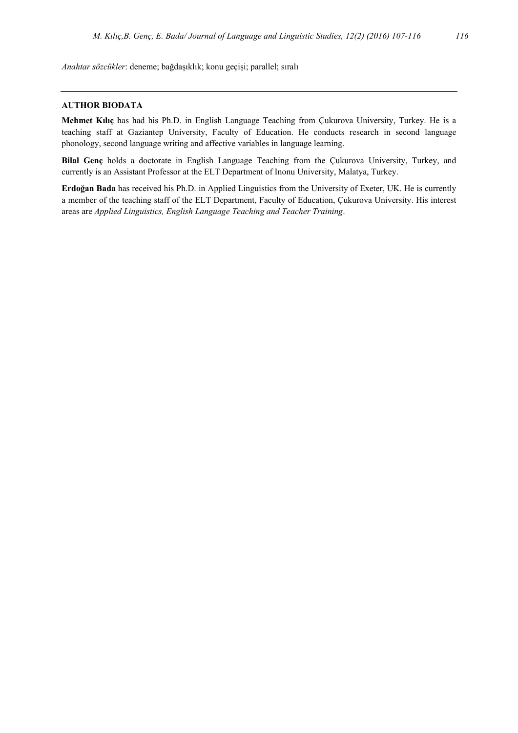*Anahtar sözcükler*: deneme; bağdaşıklık; konu geçişi; parallel; sıralı

---

## AUTHOR BIODATA

**Mehmet Kılıç** has had his Ph.D. in English Language Teaching from Çukurova University, Turkey. He is a teaching staff at Gaziantep University, Faculty of Education. He conducts research in second language phonology, second language writing and affective variables in language learning.

**Bilal Genç** holds a doctorate in English Language Teaching from the Çukurova University, Turkey, and currently is an Assistant Professor at the ELT Department of Inonu University, Malatya, Turkey.

**Erdoğan Bada** has received his Ph.D. in Applied Linguistics from the University of Exeter, UK. He is currently a member of the teaching staff of the ELT Department, Faculty of Education, Çukurova University. His interest areas are *Applied Linguistics, English Language Teaching and Teacher Training*.